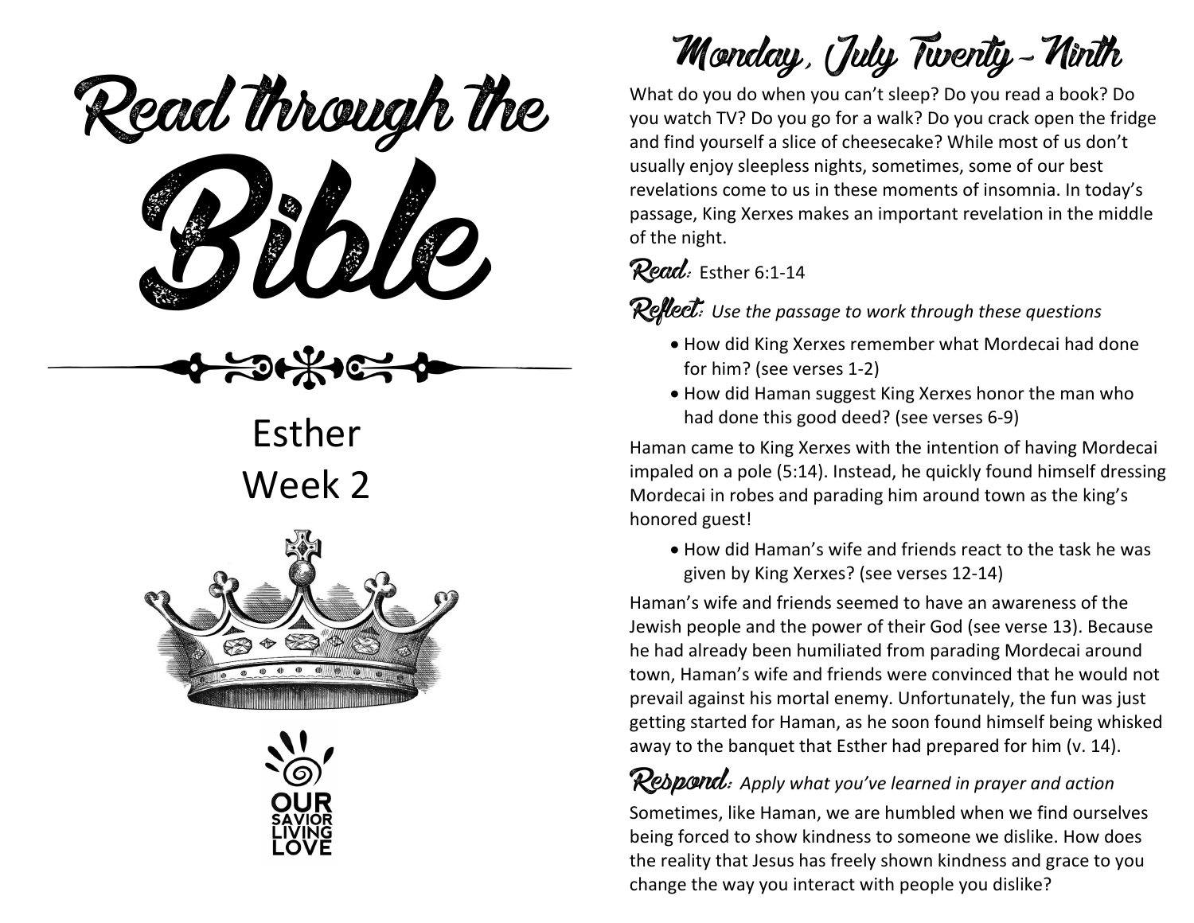# Read through the Bible

## Esther
## Week 2

OUR SAVIOR LIVING LOVE

# Monday, July Twenty-Ninth

What do you do when you can't sleep? Do you read a book? Do you watch TV? Do you go for a walk? Do you crack open the fridge and find yourself a slice of cheesecake? While most of us don't usually enjoy sleepless nights, sometimes, some of our best revelations come to us in these moments of insomnia. In today's passage, King Xerxes makes an important revelation in the middle of the night.

**Read:** Esther 6:1-14

**Reflect:** *Use the passage to work through these questions*

- How did King Xerxes remember what Mordecai had done for him? (see verses 1-2)
- How did Haman suggest King Xerxes honor the man who had done this good deed? (see verses 6-9)

Haman came to King Xerxes with the intention of having Mordecai impaled on a pole (5:14). Instead, he quickly found himself dressing Mordecai in robes and parading him around town as the king's honored guest!

- How did Haman's wife and friends react to the task he was given by King Xerxes? (see verses 12-14)

Haman's wife and friends seemed to have an awareness of the Jewish people and the power of their God (see verse 13). Because he had already been humiliated from parading Mordecai around town, Haman's wife and friends were convinced that he would not prevail against his mortal enemy. Unfortunately, the fun was just getting started for Haman, as he soon found himself being whisked away to the banquet that Esther had prepared for him (v. 14).

**Respond:** *Apply what you've learned in prayer and action*

Sometimes, like Haman, we are humbled when we find ourselves being forced to show kindness to someone we dislike. How does the reality that Jesus has freely shown kindness and grace to you change the way you interact with people you dislike?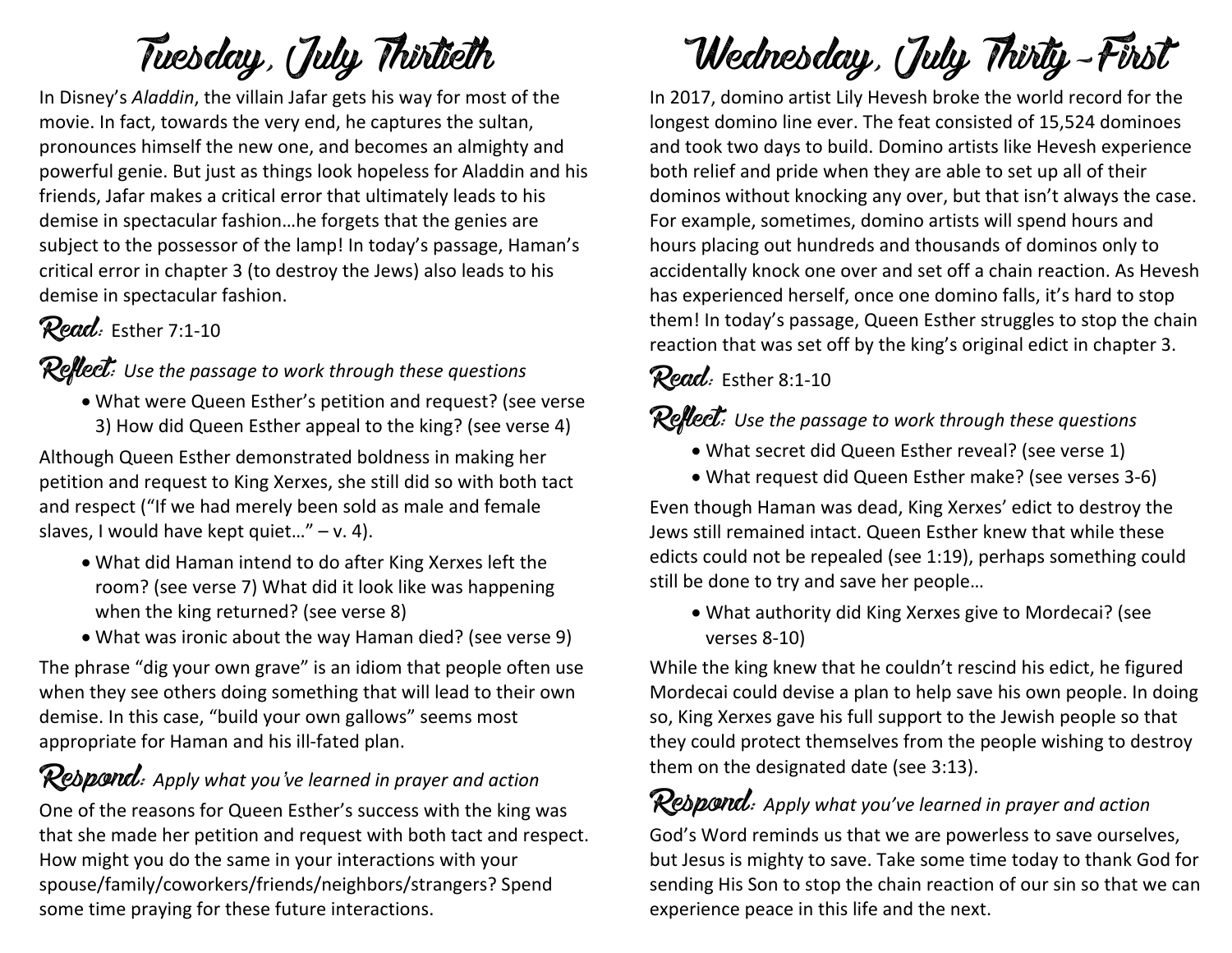# Tuesday, July Thirtieth

In Disney's *Aladdin*, the villain Jafar gets his way for most of the movie. In fact, towards the very end, he captures the sultan, pronounces himself the new one, and becomes an almighty and powerful genie. But just as things look hopeless for Aladdin and his friends, Jafar makes a critical error that ultimately leads to his demise in spectacular fashion…he forgets that the genies are subject to the possessor of the lamp! In today's passage, Haman's critical error in chapter 3 (to destroy the Jews) also leads to his demise in spectacular fashion.

## Read: Esther 7:1-10

## Reflect: *Use the passage to work through these questions*

- What were Queen Esther's petition and request? (see verse 3) How did Queen Esther appeal to the king? (see verse 4)

Although Queen Esther demonstrated boldness in making her petition and request to King Xerxes, she still did so with both tact and respect ("If we had merely been sold as male and female slaves, I would have kept quiet…" – v. 4).

- What did Haman intend to do after King Xerxes left the room? (see verse 7) What did it look like was happening when the king returned? (see verse 8)
- What was ironic about the way Haman died? (see verse 9)

The phrase "dig your own grave" is an idiom that people often use when they see others doing something that will lead to their own demise. In this case, "build your own gallows" seems most appropriate for Haman and his ill-fated plan.

## Respond: *Apply what you've learned in prayer and action*

One of the reasons for Queen Esther's success with the king was that she made her petition and request with both tact and respect. How might you do the same in your interactions with your spouse/family/coworkers/friends/neighbors/strangers? Spend some time praying for these future interactions.

# Wednesday, July Thirty-First

In 2017, domino artist Lily Hevesh broke the world record for the longest domino line ever. The feat consisted of 15,524 dominoes and took two days to build. Domino artists like Hevesh experience both relief and pride when they are able to set up all of their dominos without knocking any over, but that isn't always the case. For example, sometimes, domino artists will spend hours and hours placing out hundreds and thousands of dominos only to accidentally knock one over and set off a chain reaction. As Hevesh has experienced herself, once one domino falls, it's hard to stop them! In today's passage, Queen Esther struggles to stop the chain reaction that was set off by the king's original edict in chapter 3.

## Read: Esther 8:1-10

## Reflect: *Use the passage to work through these questions*

- What secret did Queen Esther reveal? (see verse 1)
- What request did Queen Esther make? (see verses 3-6)

Even though Haman was dead, King Xerxes' edict to destroy the Jews still remained intact. Queen Esther knew that while these edicts could not be repealed (see 1:19), perhaps something could still be done to try and save her people…

- What authority did King Xerxes give to Mordecai? (see verses 8-10)

While the king knew that he couldn't rescind his edict, he figured Mordecai could devise a plan to help save his own people. In doing so, King Xerxes gave his full support to the Jewish people so that they could protect themselves from the people wishing to destroy them on the designated date (see 3:13).

## Respond: *Apply what you've learned in prayer and action*

God's Word reminds us that we are powerless to save ourselves, but Jesus is mighty to save. Take some time today to thank God for sending His Son to stop the chain reaction of our sin so that we can experience peace in this life and the next.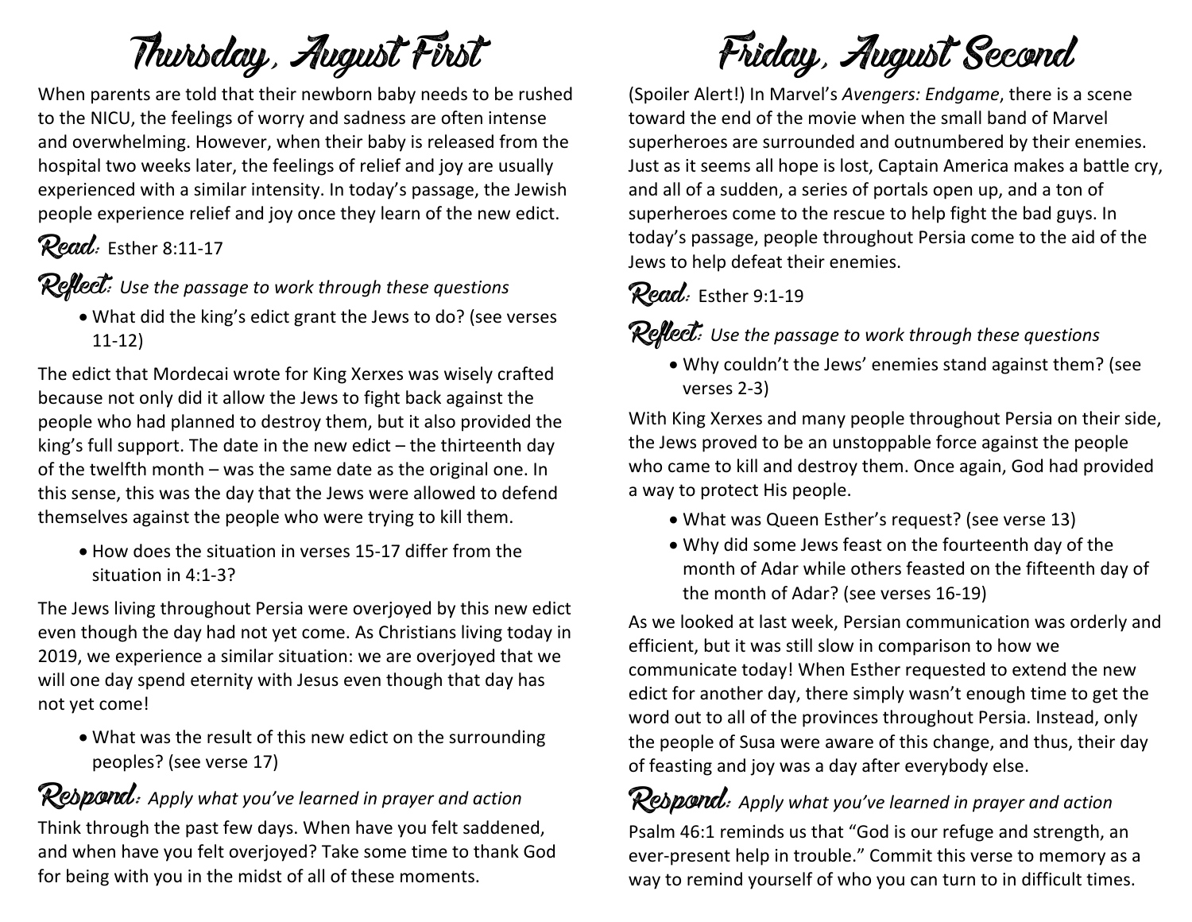# Thursday, August First

When parents are told that their newborn baby needs to be rushed to the NICU, the feelings of worry and sadness are often intense and overwhelming. However, when their baby is released from the hospital two weeks later, the feelings of relief and joy are usually experienced with a similar intensity. In today's passage, the Jewish people experience relief and joy once they learn of the new edict.

**Read:** Esther 8:11-17

**Reflect:** *Use the passage to work through these questions*

- What did the king's edict grant the Jews to do? (see verses 11-12)

The edict that Mordecai wrote for King Xerxes was wisely crafted because not only did it allow the Jews to fight back against the people who had planned to destroy them, but it also provided the king's full support. The date in the new edict – the thirteenth day of the twelfth month – was the same date as the original one. In this sense, this was the day that the Jews were allowed to defend themselves against the people who were trying to kill them.

- How does the situation in verses 15-17 differ from the situation in 4:1-3?

The Jews living throughout Persia were overjoyed by this new edict even though the day had not yet come. As Christians living today in 2019, we experience a similar situation: we are overjoyed that we will one day spend eternity with Jesus even though that day has not yet come!

- What was the result of this new edict on the surrounding peoples? (see verse 17)

**Respond:** *Apply what you've learned in prayer and action*

Think through the past few days. When have you felt saddened, and when have you felt overjoyed? Take some time to thank God for being with you in the midst of all of these moments.

# Friday, August Second

(Spoiler Alert!) In Marvel's *Avengers: Endgame*, there is a scene toward the end of the movie when the small band of Marvel superheroes are surrounded and outnumbered by their enemies. Just as it seems all hope is lost, Captain America makes a battle cry, and all of a sudden, a series of portals open up, and a ton of superheroes come to the rescue to help fight the bad guys. In today's passage, people throughout Persia come to the aid of the Jews to help defeat their enemies.

**Read:** Esther 9:1-19

**Reflect:** *Use the passage to work through these questions*

- Why couldn't the Jews' enemies stand against them? (see verses 2-3)

With King Xerxes and many people throughout Persia on their side, the Jews proved to be an unstoppable force against the people who came to kill and destroy them. Once again, God had provided a way to protect His people.

- What was Queen Esther's request? (see verse 13)
- Why did some Jews feast on the fourteenth day of the month of Adar while others feasted on the fifteenth day of the month of Adar? (see verses 16-19)

As we looked at last week, Persian communication was orderly and efficient, but it was still slow in comparison to how we communicate today! When Esther requested to extend the new edict for another day, there simply wasn't enough time to get the word out to all of the provinces throughout Persia. Instead, only the people of Susa were aware of this change, and thus, their day of feasting and joy was a day after everybody else.

**Respond:** *Apply what you've learned in prayer and action*

Psalm 46:1 reminds us that "God is our refuge and strength, an ever-present help in trouble." Commit this verse to memory as a way to remind yourself of who you can turn to in difficult times.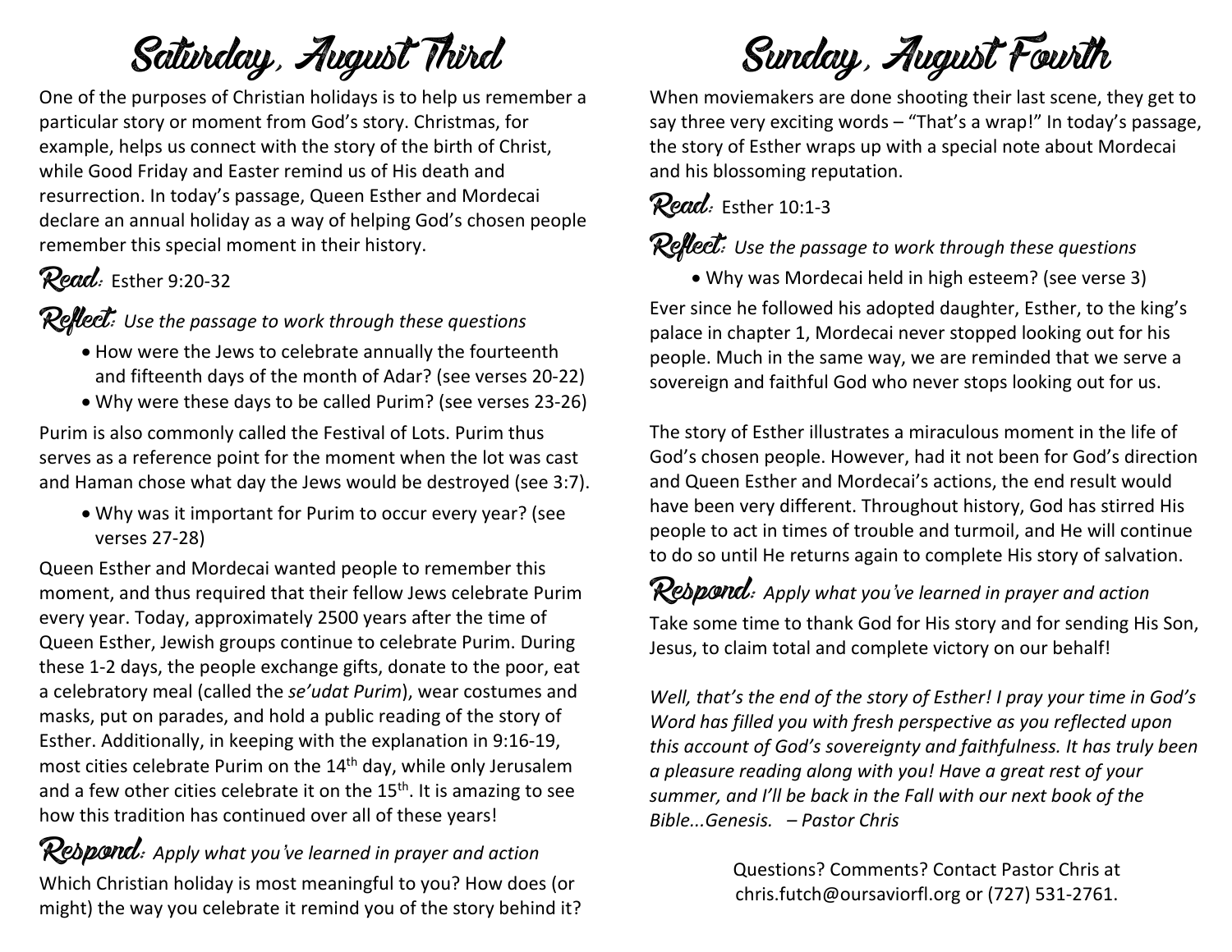# Saturday, August Third

One of the purposes of Christian holidays is to help us remember a particular story or moment from God's story. Christmas, for example, helps us connect with the story of the birth of Christ, while Good Friday and Easter remind us of His death and resurrection. In today's passage, Queen Esther and Mordecai declare an annual holiday as a way of helping God's chosen people remember this special moment in their history.

**Read:** Esther 9:20-32

**Reflect:** *Use the passage to work through these questions*

- How were the Jews to celebrate annually the fourteenth and fifteenth days of the month of Adar? (see verses 20-22)
- Why were these days to be called Purim? (see verses 23-26)

Purim is also commonly called the Festival of Lots. Purim thus serves as a reference point for the moment when the lot was cast and Haman chose what day the Jews would be destroyed (see 3:7).

- Why was it important for Purim to occur every year? (see verses 27-28)

Queen Esther and Mordecai wanted people to remember this moment, and thus required that their fellow Jews celebrate Purim every year. Today, approximately 2500 years after the time of Queen Esther, Jewish groups continue to celebrate Purim. During these 1-2 days, the people exchange gifts, donate to the poor, eat a celebratory meal (called the *se'udat Purim*), wear costumes and masks, put on parades, and hold a public reading of the story of Esther. Additionally, in keeping with the explanation in 9:16-19, most cities celebrate Purim on the 14th day, while only Jerusalem and a few other cities celebrate it on the 15th. It is amazing to see how this tradition has continued over all of these years!

**Respond:** *Apply what you've learned in prayer and action*

Which Christian holiday is most meaningful to you? How does (or might) the way you celebrate it remind you of the story behind it?

# Sunday, August Fourth

When moviemakers are done shooting their last scene, they get to say three very exciting words – "That's a wrap!" In today's passage, the story of Esther wraps up with a special note about Mordecai and his blossoming reputation.

**Read:** Esther 10:1-3

**Reflect:** *Use the passage to work through these questions*

- Why was Mordecai held in high esteem? (see verse 3)

Ever since he followed his adopted daughter, Esther, to the king's palace in chapter 1, Mordecai never stopped looking out for his people. Much in the same way, we are reminded that we serve a sovereign and faithful God who never stops looking out for us.

The story of Esther illustrates a miraculous moment in the life of God's chosen people. However, had it not been for God's direction and Queen Esther and Mordecai's actions, the end result would have been very different. Throughout history, God has stirred His people to act in times of trouble and turmoil, and He will continue to do so until He returns again to complete His story of salvation.

**Respond:** *Apply what you've learned in prayer and action*

Take some time to thank God for His story and for sending His Son, Jesus, to claim total and complete victory on our behalf!

*Well, that's the end of the story of Esther! I pray your time in God's Word has filled you with fresh perspective as you reflected upon this account of God's sovereignty and faithfulness. It has truly been a pleasure reading along with you! Have a great rest of your summer, and I'll be back in the Fall with our next book of the Bible...Genesis. – Pastor Chris*

Questions? Comments? Contact Pastor Chris at chris.futch@oursaviorfl.org or (727) 531-2761.